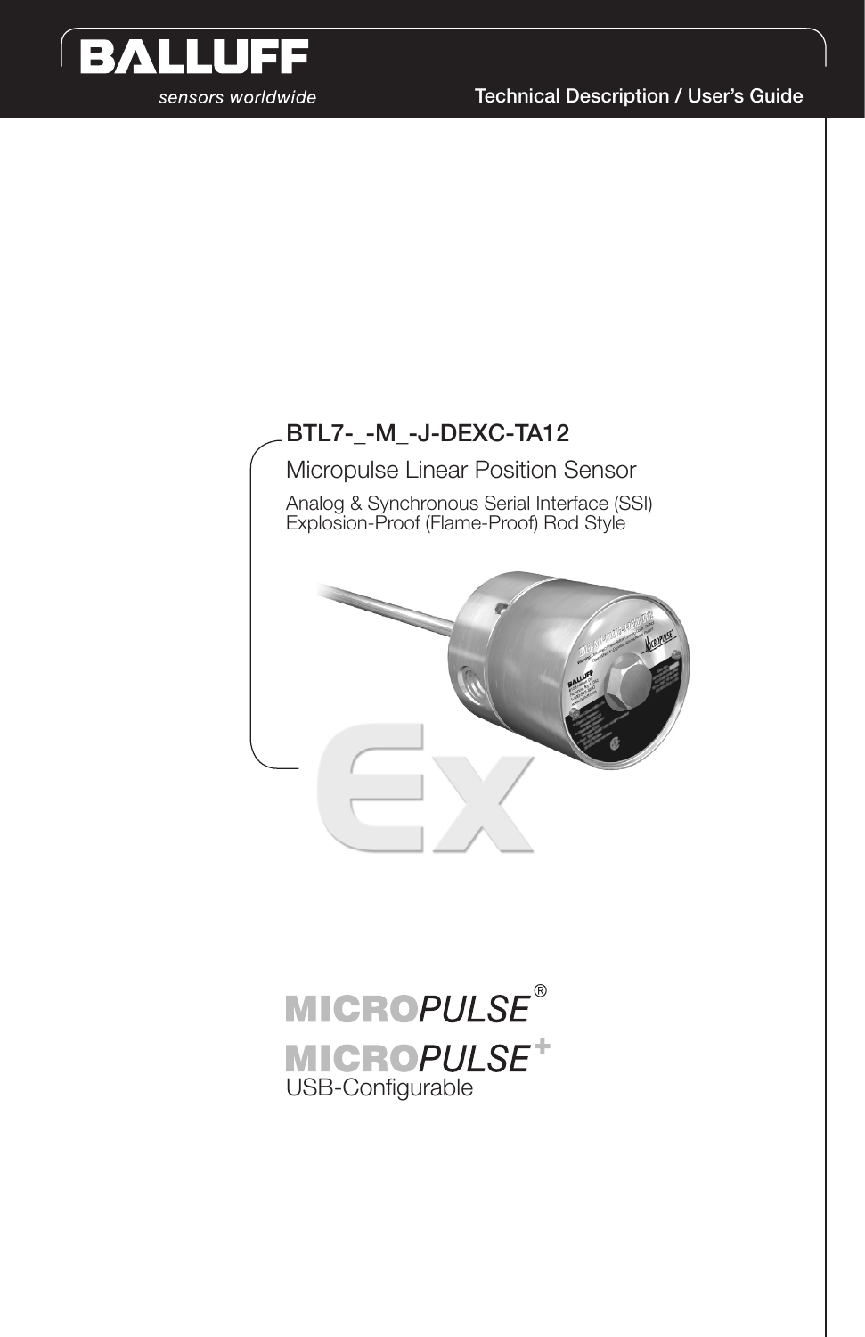BALLUFF

sensors worldwide

Technical Description / User's Guide

# BTL7-_-M_-J-DEXC-TA12

## Micropulse Linear Position Sensor

Analog & Synchronous Serial Interface (SSI)
Explosion-Proof (Flame-Proof) Rod Style

MICROPULSE®

MICROPULSE+

USB-Configurable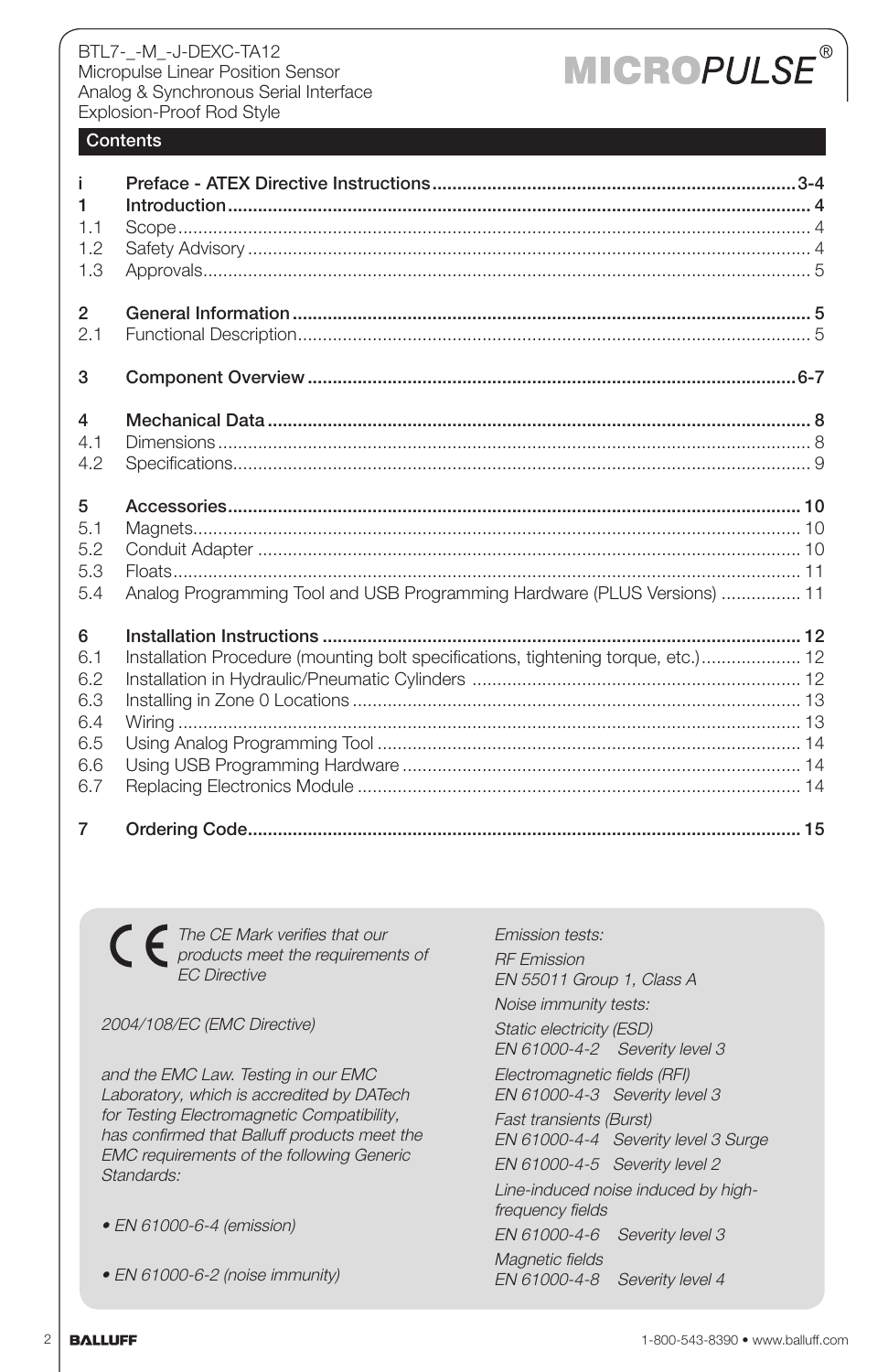## Contents

| | | |
|---|---|---|
| **i** | **Preface - ATEX Directive Instructions** | **3-4** |
| **1** | **Introduction** | **4** |
| 1.1 | Scope | 4 |
| 1.2 | Safety Advisory | 4 |
| 1.3 | Approvals | 5 |
| **2** | **General Information** | **5** |
| 2.1 | Functional Description | 5 |
| **3** | **Component Overview** | **6-7** |
| **4** | **Mechanical Data** | **8** |
| 4.1 | Dimensions | 8 |
| 4.2 | Specifications | 9 |
| **5** | **Accessories** | **10** |
| 5.1 | Magnets | 10 |
| 5.2 | Conduit Adapter | 10 |
| 5.3 | Floats | 11 |
| 5.4 | Analog Programming Tool and USB Programming Hardware (PLUS Versions) | 11 |
| **6** | **Installation Instructions** | **12** |
| 6.1 | Installation Procedure (mounting bolt specifications, tightening torque, etc.) | 12 |
| 6.2 | Installation in Hydraulic/Pneumatic Cylinders | 12 |
| 6.3 | Installing in Zone 0 Locations | 13 |
| 6.4 | Wiring | 13 |
| 6.5 | Using Analog Programming Tool | 14 |
| 6.6 | Using USB Programming Hardware | 14 |
| 6.7 | Replacing Electronics Module | 14 |
| **7** | **Ordering Code** | **15** |

CE *The CE Mark verifies that our products meet the requirements of EC Directive*

*2004/108/EC (EMC Directive)*

*and the EMC Law. Testing in our EMC Laboratory, which is accredited by DATech for Testing Electromagnetic Compatibility, has confirmed that Balluff products meet the EMC requirements of the following Generic Standards:*

- *EN 61000-6-4 (emission)*
- *EN 61000-6-2 (noise immunity)*

*Emission tests:*

*RF Emission*
*EN 55011 Group 1, Class A*

*Noise immunity tests:*

*Static electricity (ESD)*
*EN 61000-4-2 Severity level 3*

*Electromagnetic fields (RFI)*
*EN 61000-4-3 Severity level 3*

*Fast transients (Burst)*
*EN 61000-4-4 Severity level 3 Surge*

*EN 61000-4-5 Severity level 2*

*Line-induced noise induced by high-frequency fields*
*EN 61000-4-6 Severity level 3*

*Magnetic fields*
*EN 61000-4-8 Severity level 4*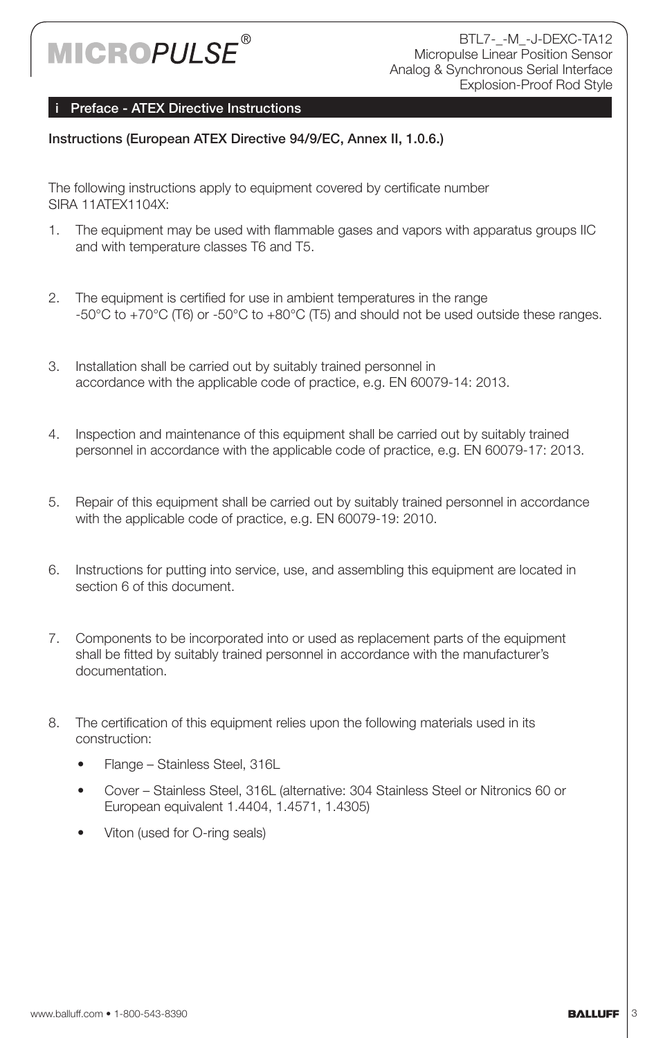## i Preface - ATEX Directive Instructions

**Instructions (European ATEX Directive 94/9/EC, Annex II, 1.0.6.)**

The following instructions apply to equipment covered by certificate number SIRA 11ATEX1104X:

1. The equipment may be used with flammable gases and vapors with apparatus groups IIC and with temperature classes T6 and T5.

2. The equipment is certified for use in ambient temperatures in the range -50°C to +70°C (T6) or -50°C to +80°C (T5) and should not be used outside these ranges.

3. Installation shall be carried out by suitably trained personnel in accordance with the applicable code of practice, e.g. EN 60079-14: 2013.

4. Inspection and maintenance of this equipment shall be carried out by suitably trained personnel in accordance with the applicable code of practice, e.g. EN 60079-17: 2013.

5. Repair of this equipment shall be carried out by suitably trained personnel in accordance with the applicable code of practice, e.g. EN 60079-19: 2010.

6. Instructions for putting into service, use, and assembling this equipment are located in section 6 of this document.

7. Components to be incorporated into or used as replacement parts of the equipment shall be fitted by suitably trained personnel in accordance with the manufacturer's documentation.

8. The certification of this equipment relies upon the following materials used in its construction:
   - Flange – Stainless Steel, 316L
   - Cover – Stainless Steel, 316L (alternative: 304 Stainless Steel or Nitronics 60 or European equivalent 1.4404, 1.4571, 1.4305)
   - Viton (used for O-ring seals)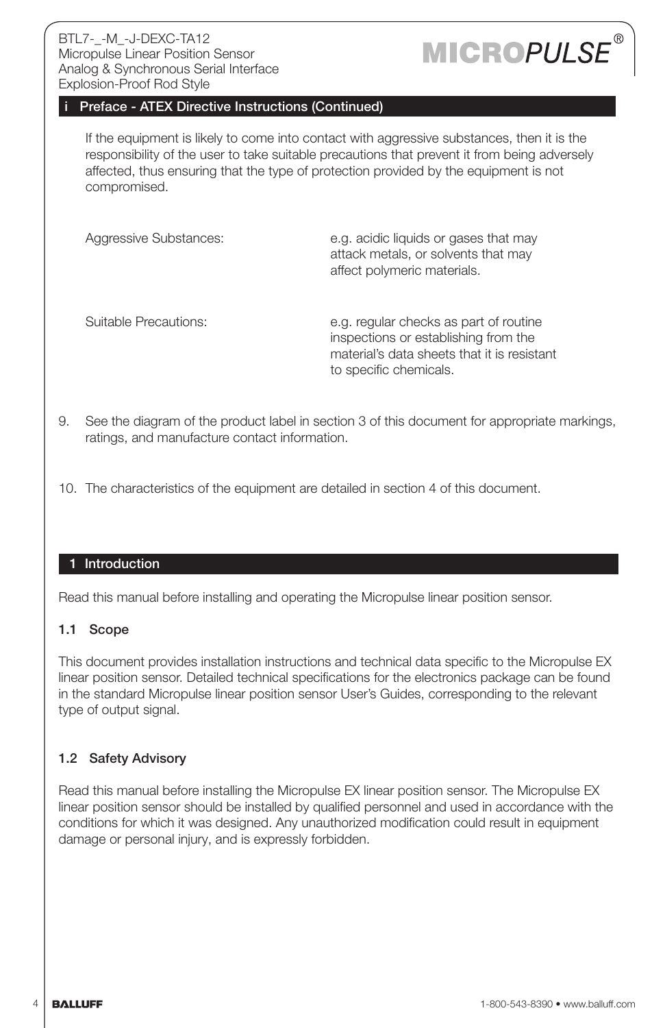## i Preface - ATEX Directive Instructions (Continued)

If the equipment is likely to come into contact with aggressive substances, then it is the responsibility of the user to take suitable precautions that prevent it from being adversely affected, thus ensuring that the type of protection provided by the equipment is not compromised.

| | |
|---|---|
| Aggressive Substances: | e.g. acidic liquids or gases that may attack metals, or solvents that may affect polymeric materials. |
| Suitable Precautions: | e.g. regular checks as part of routine inspections or establishing from the material's data sheets that it is resistant to specific chemicals. |

9. See the diagram of the product label in section 3 of this document for appropriate markings, ratings, and manufacture contact information.

10. The characteristics of the equipment are detailed in section 4 of this document.

## 1 Introduction

Read this manual before installing and operating the Micropulse linear position sensor.

### 1.1 Scope

This document provides installation instructions and technical data specific to the Micropulse EX linear position sensor. Detailed technical specifications for the electronics package can be found in the standard Micropulse linear position sensor User's Guides, corresponding to the relevant type of output signal.

### 1.2 Safety Advisory

Read this manual before installing the Micropulse EX linear position sensor. The Micropulse EX linear position sensor should be installed by qualified personnel and used in accordance with the conditions for which it was designed. Any unauthorized modification could result in equipment damage or personal injury, and is expressly forbidden.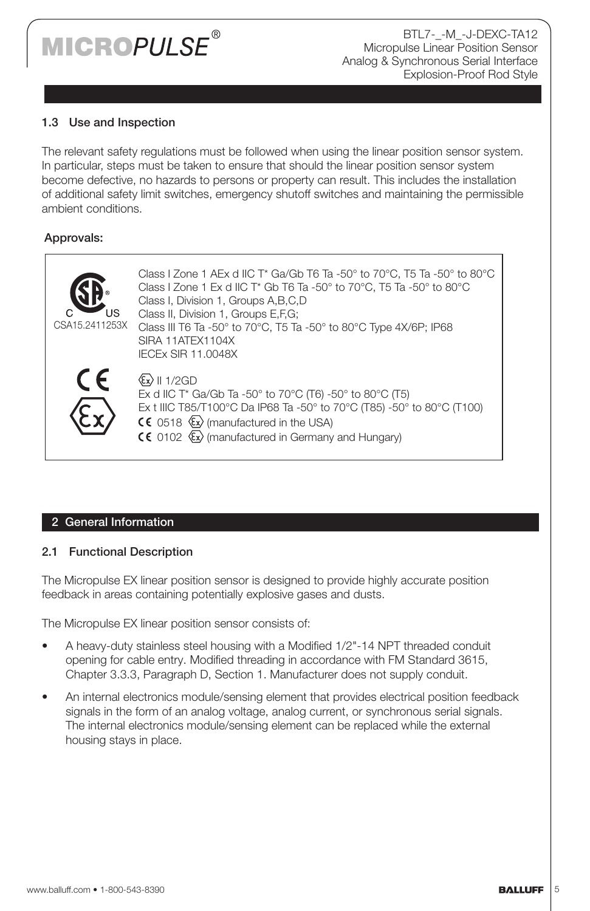### 1.3 Use and Inspection

The relevant safety regulations must be followed when using the linear position sensor system. In particular, steps must be taken to ensure that should the linear position sensor system become defective, no hazards to persons or property can result. This includes the installation of additional safety limit switches, emergency shutoff switches and maintaining the permissible ambient conditions.

**Approvals:**

| | |
|---|---|
| C US CSA15.2411253X | Class I Zone 1 AEx d IIC T* Ga/Gb T6 Ta -50° to 70°C, T5 Ta -50° to 80°C<br>Class I Zone 1 Ex d IIC T* Gb T6 Ta -50° to 70°C, T5 Ta -50° to 80°C<br>Class I, Division 1, Groups A,B,C,D<br>Class II, Division 1, Groups E,F,G;<br>Class III T6 Ta -50° to 70°C, T5 Ta -50° to 80°C Type 4X/6P; IP68<br>SIRA 11ATEX1104X<br>IECEx SIR 11.0048X |
| CE Ex | Ex II 1/2GD<br>Ex d IIC T* Ga/Gb Ta -50° to 70°C (T6) -50° to 80°C (T5)<br>Ex t IIIC T85/T100°C Da IP68 Ta -50° to 70°C (T85) -50° to 80°C (T100)<br>CE 0518 Ex (manufactured in the USA)<br>CE 0102 Ex (manufactured in Germany and Hungary) |

## 2 General Information

### 2.1 Functional Description

The Micropulse EX linear position sensor is designed to provide highly accurate position feedback in areas containing potentially explosive gases and dusts.

The Micropulse EX linear position sensor consists of:

- A heavy-duty stainless steel housing with a Modified 1/2"-14 NPT threaded conduit opening for cable entry. Modified threading in accordance with FM Standard 3615, Chapter 3.3.3, Paragraph D, Section 1. Manufacturer does not supply conduit.
- An internal electronics module/sensing element that provides electrical position feedback signals in the form of an analog voltage, analog current, or synchronous serial signals. The internal electronics module/sensing element can be replaced while the external housing stays in place.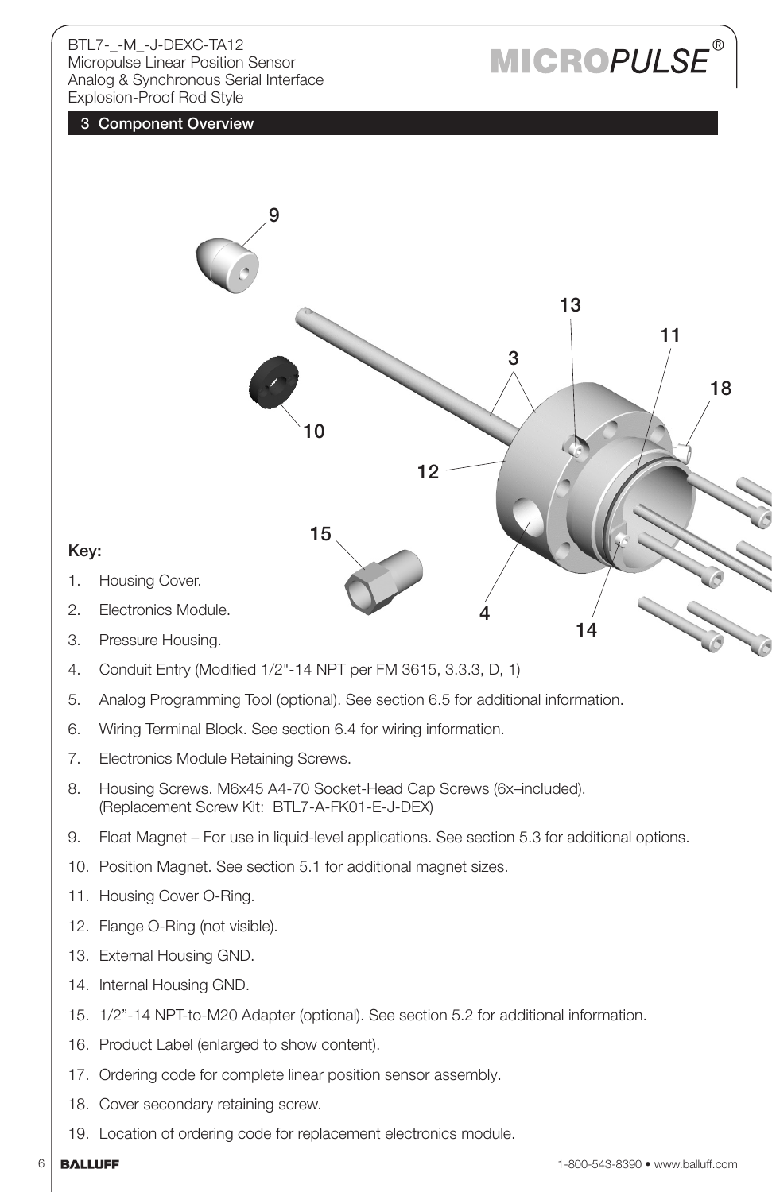## 3 Component Overview

**Key:**

1. Housing Cover.
2. Electronics Module.
3. Pressure Housing.
4. Conduit Entry (Modified 1/2"-14 NPT per FM 3615, 3.3.3, D, 1)
5. Analog Programming Tool (optional). See section 6.5 for additional information.
6. Wiring Terminal Block. See section 6.4 for wiring information.
7. Electronics Module Retaining Screws.
8. Housing Screws. M6x45 A4-70 Socket-Head Cap Screws (6x–included). (Replacement Screw Kit: BTL7-A-FK01-E-J-DEX)
9. Float Magnet – For use in liquid-level applications. See section 5.3 for additional options.
10. Position Magnet. See section 5.1 for additional magnet sizes.
11. Housing Cover O-Ring.
12. Flange O-Ring (not visible).
13. External Housing GND.
14. Internal Housing GND.
15. 1/2"-14 NPT-to-M20 Adapter (optional). See section 5.2 for additional information.
16. Product Label (enlarged to show content).
17. Ordering code for complete linear position sensor assembly.
18. Cover secondary retaining screw.
19. Location of ordering code for replacement electronics module.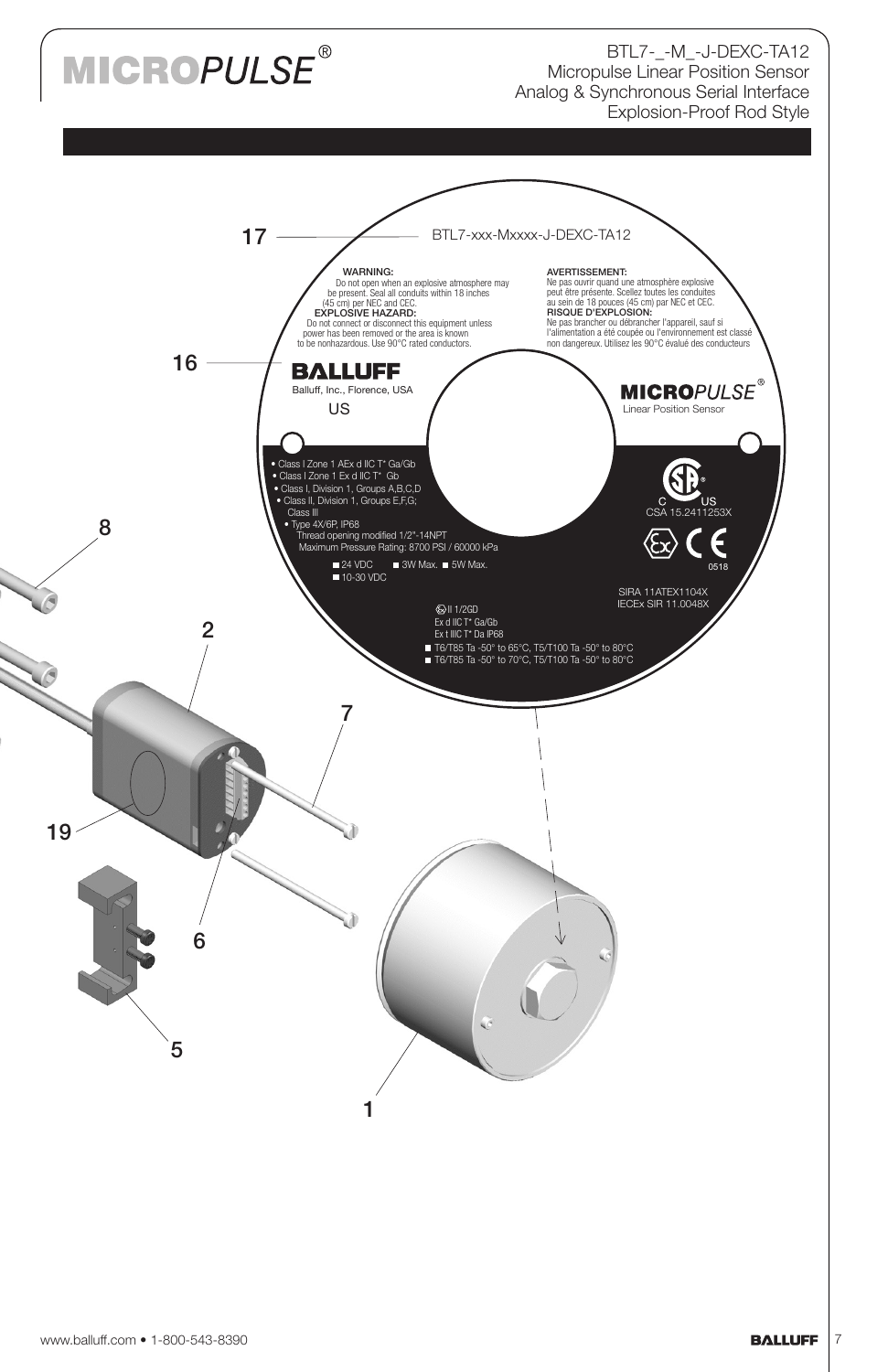# BTL7-_-M_-J-DEXC-TA12
Micropulse Linear Position Sensor
Analog & Synchronous Serial Interface
Explosion-Proof Rod Style

17

BTL7-xxx-Mxxxx-J-DEXC-TA12

WARNING:
Do not open when an explosive atmosphere may be present. Seal all conduits within 18 inches (45 cm) per NEC and CEC.
EXPLOSIVE HAZARD:
Do not connect or disconnect this equipment unless power has been removed or the area is known to be nonhazardous. Use 90°C rated conductors.

AVERTISSEMENT:
Ne pas ouvrir quand une atmosphère explosive peut être présente. Scellez toutes les conduites au sein de 18 pouces (45 cm) par NEC et CEC.
RISQUE D'EXPLOSION:
Ne pas brancher ou débrancher l'appareil, sauf si l'alimentation a été coupée ou l'environnement est classé non dangereux. Utilisez les 90°C évalué des conducteurs

16

BALLUFF
Balluff, Inc., Florence, USA
US

MICROPULSE®
Linear Position Sensor

- Class I Zone 1 AEx d IIC T* Ga/Gb
- Class I Zone 1 Ex d IIC T* Gb
- Class I, Division 1, Groups A,B,C,D
- Class II, Division 1, Groups E,F,G; Class III
- Type 4X/6P, IP68

Thread opening modified 1/2"-14NPT
Maximum Pressure Rating: 8700 PSI / 60000 kPa

■ 24 VDC ■ 3W Max. ■ 5W Max.
■ 10-30 VDC

C US
CSA 15.2411253X

0518

SIRA 11ATEX1104X
IECEx SIR 11.0048X

II 1/2GD
Ex d IIC T* Ga/Gb
Ex t IIIC T* Da IP68
■ T6/T85 Ta -50° to 65°C, T5/T100 Ta -50° to 80°C
■ T6/T85 Ta -50° to 70°C, T5/T100 Ta -50° to 80°C

8

2

7

19

6

5

1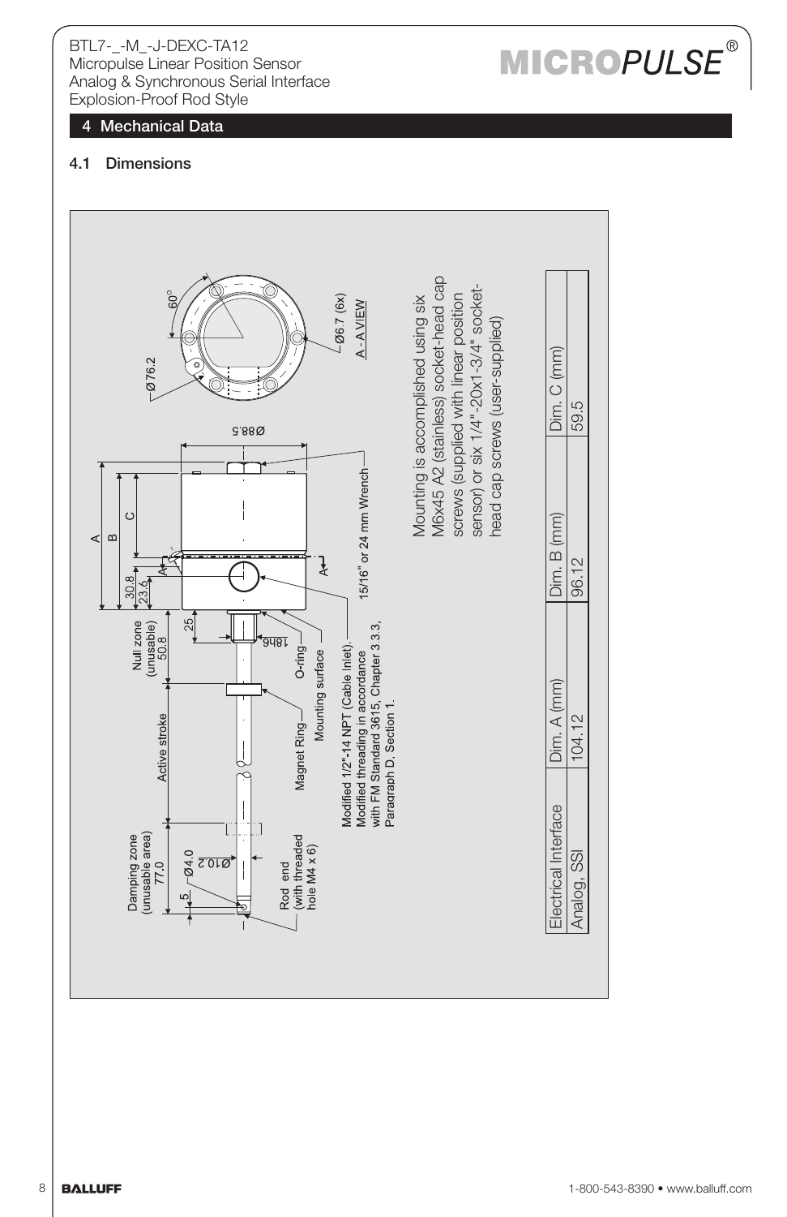## 4 Mechanical Data

### 4.1 Dimensions

Damping zone (unusable area) 77.0

Active stroke

Null zone (unusable) 50.8

5

Ø4.0

Ø10.2

25

18h6

30.8

23.6

A

B

C

Ø88.5

Ø76.2

60°

Ø6.7 (6x)

A - A VIEW

Rod end (with threaded hole M4 x 6)

Magnet Ring

Mounting surface

O-ring

Modified 1/2"-14 NPT (Cable Inlet). Modified threading in accordance with FM Standard 3615, Chapter 3.3.3, Paragraph D, Section 1.

15/16" or 24 mm Wrench

Mounting is accomplished using six M6x45 A2 (stainless) socket-head cap screws (supplied with linear position sensor) or six 1/4"-20x1-3/4" socket-head cap screws (user-supplied)

| Electrical Interface | Dim. A (mm) | Dim. B (mm) | Dim. C (mm) |
|---|---|---|---|
| Analog, SSI | 104.12 | 96.12 | 59.5 |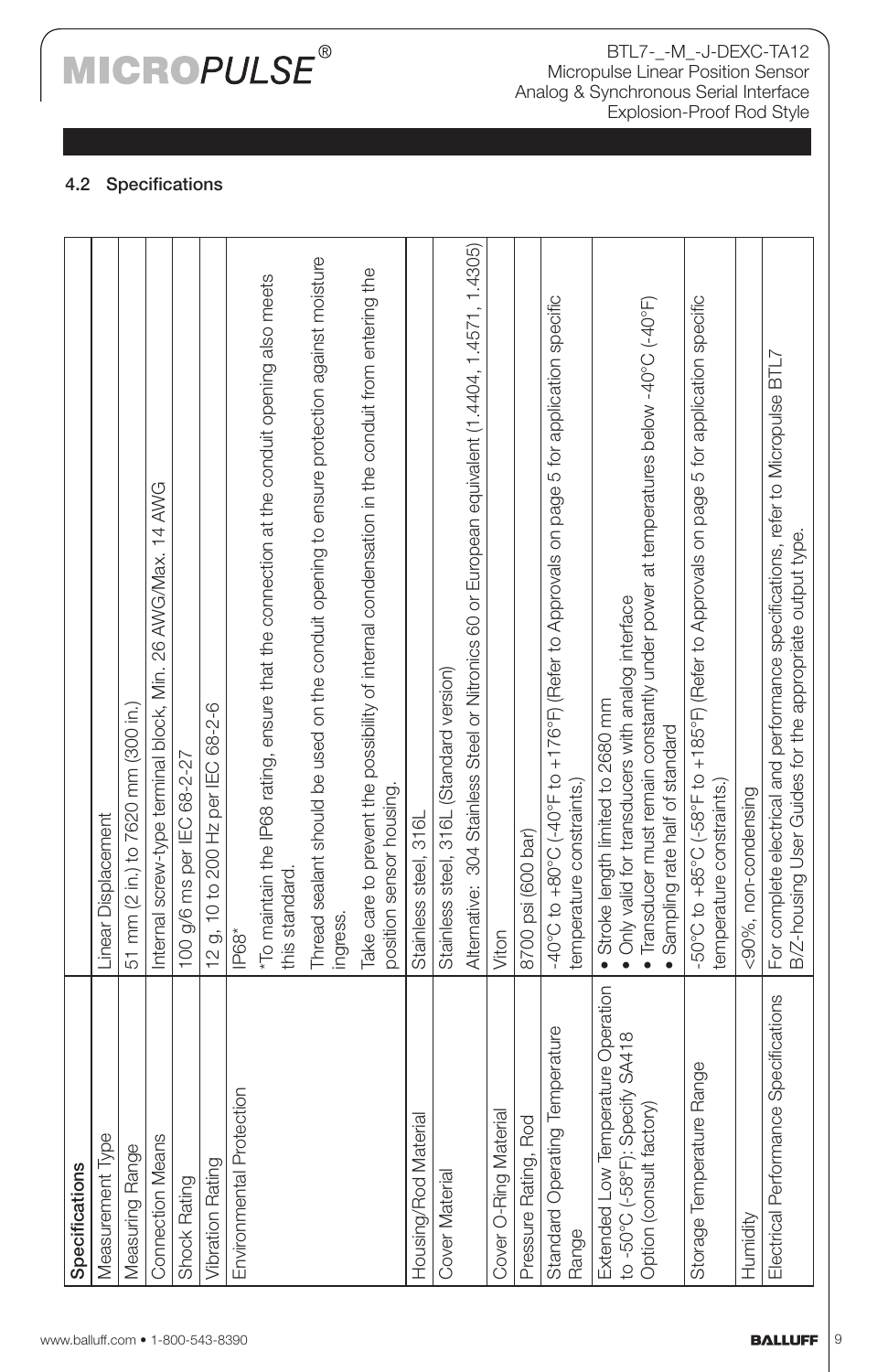## 4.2 Specifications

| Specifications | |
|---|---|
| Measurement Type | Linear Displacement |
| Measuring Range | 51 mm (2 in.) to 7620 mm (300 in.) |
| Connection Means | Internal screw-type terminal block, Min. 26 AWG/Max. 14 AWG |
| Shock Rating | 100 g/6 ms per IEC 68-2-27 |
| Vibration Rating | 12 g, 10 to 200 Hz per IEC 68-2-6 |
| Environmental Protection | IP68*<br>*To maintain the IP68 rating, ensure that the connection at the conduit opening also meets this standard.<br>Thread sealant should be used on the conduit opening to ensure protection against moisture ingress.<br>Take care to prevent the possibility of internal condensation in the conduit from entering the position sensor housing. |
| Housing/Rod Material | Stainless steel, 316L |
| Cover Material | Stainless steel, 316L (Standard version)<br>Alternative: 304 Stainless Steel or Nitronics 60 or European equivalent (1.4404, 1.4571, 1.4305) |
| Cover O-Ring Material | Viton |
| Pressure Rating, Rod | 8700 psi (600 bar) |
| Standard Operating Temperature Range | -40°C to +80°C (-40°F to +176°F) (Refer to Approvals on page 5 for application specific temperature constraints.) |
| Extended Low Temperature Operation to -50°C (-58°F): Specify SA418 Option (consult factory) | • Stroke length limited to 2680 mm<br>• Only valid for transducers with analog interface<br>• Transducer must remain constantly under power at temperatures below -40°C (-40°F)<br>• Sampling rate half of standard |
| Storage Temperature Range | -50°C to +85°C (-58°F to +185°F) (Refer to Approvals on page 5 for application specific temperature constraints.) |
| Humidity | <90%, non-condensing |
| Electrical Performance Specifications | For complete electrical and performance specifications, refer to Micropulse BTL7 B/Z-housing User Guides for the appropriate output type. |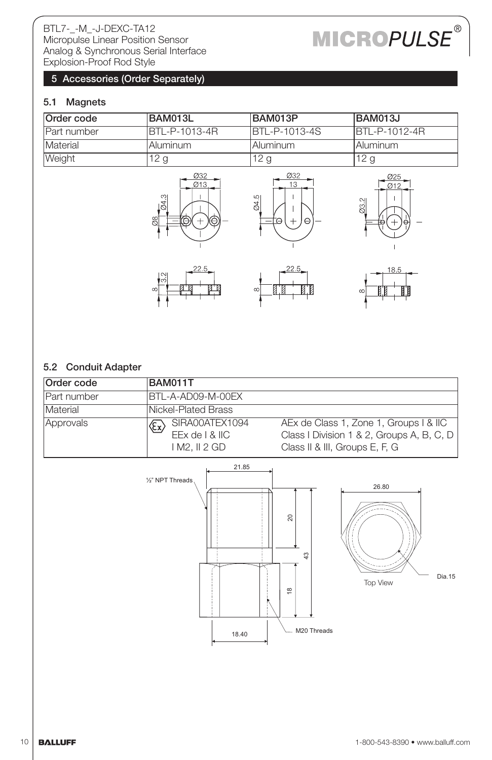## 5 Accessories (Order Separately)

### 5.1 Magnets

| Order code | BAM013L | BAM013P | BAM013J |
|---|---|---|---|
| Part number | BTL-P-1013-4R | BTL-P-1013-4S | BTL-P-1012-4R |
| Material | Aluminum | Aluminum | Aluminum |
| Weight | 12 g | 12 g | 12 g |

### 5.2 Conduit Adapter

| Order code | BAM011T | |
|---|---|---|
| Part number | BTL-A-AD09-M-00EX | |
| Material | Nickel-Plated Brass | |
| Approvals | SIRA00ATEX1094<br>EEx de I & IIC<br>I M2, II 2 GD | AEx de Class 1, Zone 1, Groups I & IIC<br>Class I Division 1 & 2, Groups A, B, C, D<br>Class II & III, Groups E, F, G |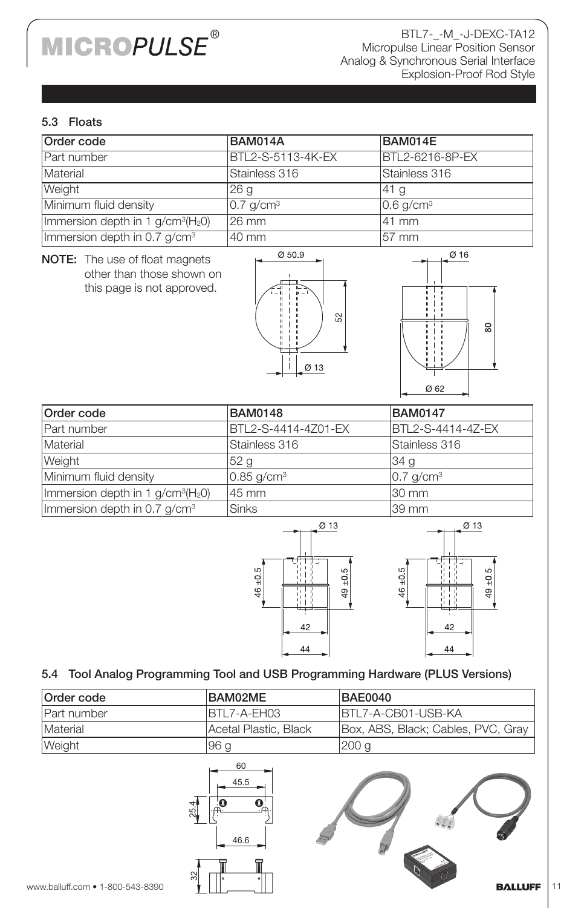## 5.3 Floats

| Order code | BAM014A | BAM014E |
|---|---|---|
| Part number | BTL2-S-5113-4K-EX | BTL2-6216-8P-EX |
| Material | Stainless 316 | Stainless 316 |
| Weight | 26 g | 41 g |
| Minimum fluid density | 0.7 g/cm$^3$ | 0.6 g/cm$^3$ |
| Immersion depth in 1 g/cm$^3$($H_2O$) | 26 mm | 41 mm |
| Immersion depth in 0.7 g/cm$^3$ | 40 mm | 57 mm |

**NOTE:** The use of float magnets other than those shown on this page is not approved.

| Order code | BAM0148 | BAM0147 |
|---|---|---|
| Part number | BTL2-S-4414-4Z01-EX | BTL2-S-4414-4Z-EX |
| Material | Stainless 316 | Stainless 316 |
| Weight | 52 g | 34 g |
| Minimum fluid density | 0.85 g/cm$^3$ | 0.7 g/cm$^3$ |
| Immersion depth in 1 g/cm$^3$($H_2O$) | 45 mm | 30 mm |
| Immersion depth in 0.7 g/cm$^3$ | Sinks | 39 mm |

## 5.4 Tool Analog Programming Tool and USB Programming Hardware (PLUS Versions)

| Order code | BAM02ME | BAE0040 |
|---|---|---|
| Part number | BTL7-A-EH03 | BTL7-A-CB01-USB-KA |
| Material | Acetal Plastic, Black | Box, ABS, Black; Cables, PVC, Gray |
| Weight | 96 g | 200 g |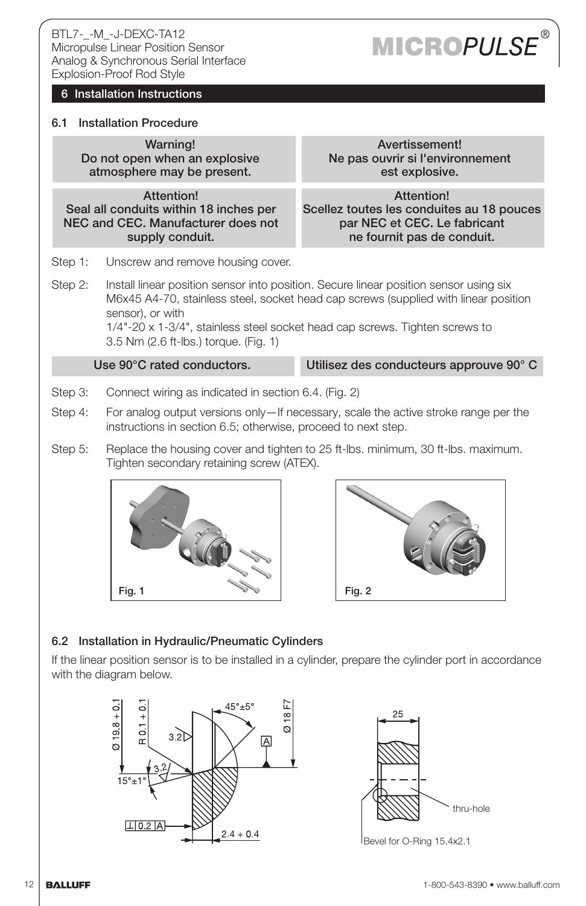## 6 Installation Instructions

### 6.1 Installation Procedure

| Warning! Do not open when an explosive atmosphere may be present. | Avertissement! Ne pas ouvrir si l'environnement est explosive. |
|---|---|
| **Attention! Seal all conduits within 18 inches per NEC and CEC. Manufacturer does not supply conduit.** | **Attention! Scellez toutes les conduites au 18 pouces par NEC et CEC. Le fabricant ne fournit pas de conduit.** |

Step 1: Unscrew and remove housing cover.

Step 2: Install linear position sensor into position. Secure linear position sensor using six M6x45 A4-70, stainless steel, socket head cap screws (supplied with linear position sensor), or with 1/4"-20 x 1-3/4", stainless steel socket head cap screws. Tighten screws to 3.5 Nm (2.6 ft-lbs.) torque. (Fig. 1)

| Use 90°C rated conductors. | Utilisez des conducteurs approuve 90° C |
|---|---|

Step 3: Connect wiring as indicated in section 6.4. (Fig. 2)

Step 4: For analog output versions only—If necessary, scale the active stroke range per the instructions in section 6.5; otherwise, proceed to next step.

Step 5: Replace the housing cover and tighten to 25 ft-lbs. minimum, 30 ft-lbs. maximum. Tighten secondary retaining screw (ATEX).

Fig. 1

Fig. 2

### 6.2 Installation in Hydraulic/Pneumatic Cylinders

If the linear position sensor is to be installed in a cylinder, prepare the cylinder port in accordance with the diagram below.

Ø 19.8 + 0.1
R 0.1 + 0.1
45°±5°
Ø 18 F7
3.2
A
3.2
15°±1°
⊥ 0.2 A
2.4 + 0.4

25
thru-hole
Bevel for O-Ring 15.4x2.1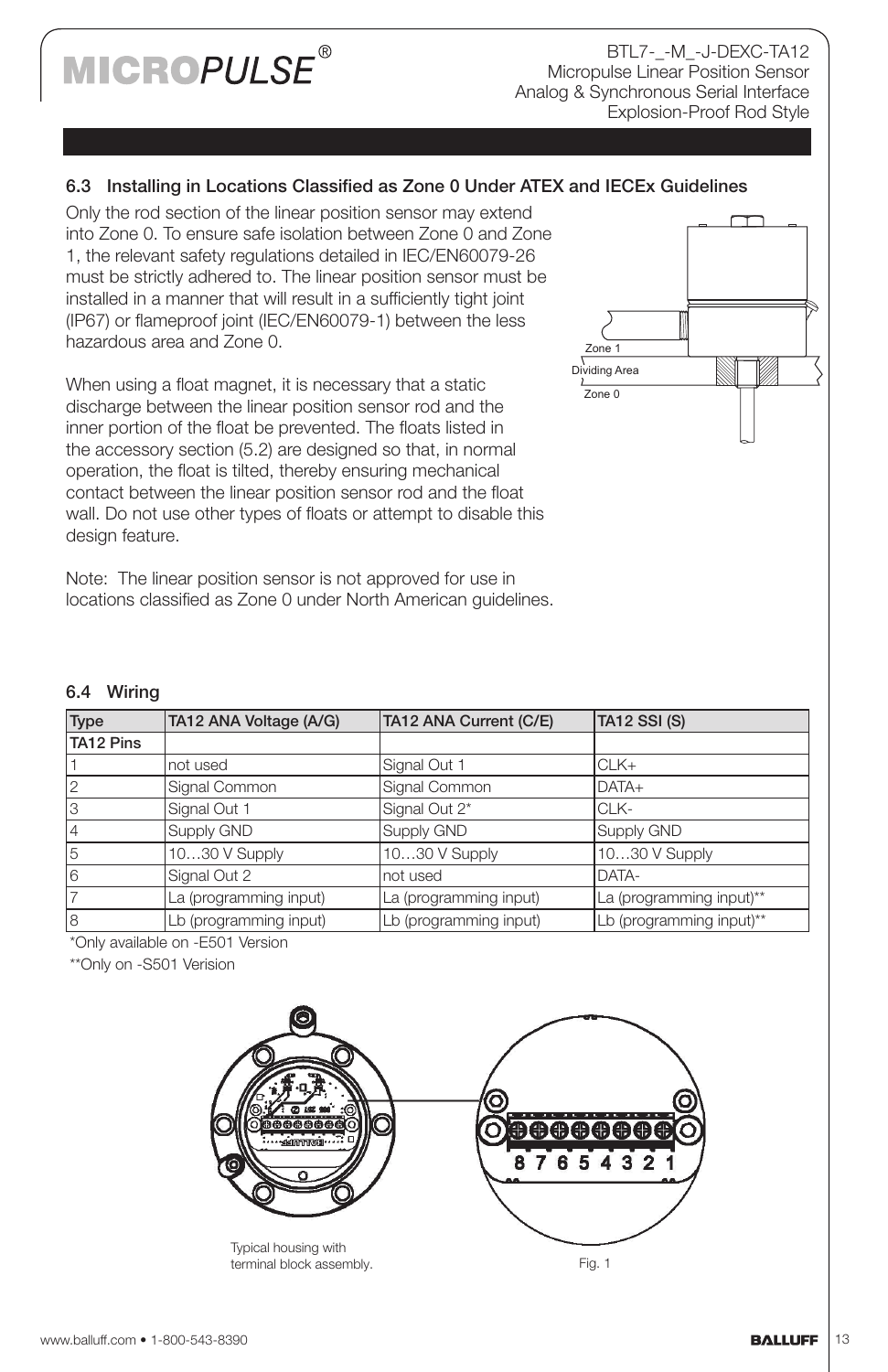## 6.3 Installing in Locations Classified as Zone 0 Under ATEX and IECEx Guidelines

Only the rod section of the linear position sensor may extend into Zone 0. To ensure safe isolation between Zone 0 and Zone 1, the relevant safety regulations detailed in IEC/EN60079-26 must be strictly adhered to. The linear position sensor must be installed in a manner that will result in a sufficiently tight joint (IP67) or flameproof joint (IEC/EN60079-1) between the less hazardous area and Zone 0.

Zone 1

Dividing Area

Zone 0

When using a float magnet, it is necessary that a static discharge between the linear position sensor rod and the inner portion of the float be prevented. The floats listed in the accessory section (5.2) are designed so that, in normal operation, the float is tilted, thereby ensuring mechanical contact between the linear position sensor rod and the float wall. Do not use other types of floats or attempt to disable this design feature.

Note: The linear position sensor is not approved for use in locations classified as Zone 0 under North American guidelines.

## 6.4 Wiring

| Type | TA12 ANA Voltage (A/G) | TA12 ANA Current (C/E) | TA12 SSI (S) |
|---|---|---|---|
| TA12 Pins | | | |
| 1 | not used | Signal Out 1 | CLK+ |
| 2 | Signal Common | Signal Common | DATA+ |
| 3 | Signal Out 1 | Signal Out 2* | CLK- |
| 4 | Supply GND | Supply GND | Supply GND |
| 5 | 10…30 V Supply | 10…30 V Supply | 10…30 V Supply |
| 6 | Signal Out 2 | not used | DATA- |
| 7 | La (programming input) | La (programming input) | La (programming input)** |
| 8 | Lb (programming input) | Lb (programming input) | Lb (programming input)** |

*Only available on -E501 Version

**Only on -S501 Verision

8 7 6 5 4 3 2 1

Typical housing with terminal block assembly.

Fig. 1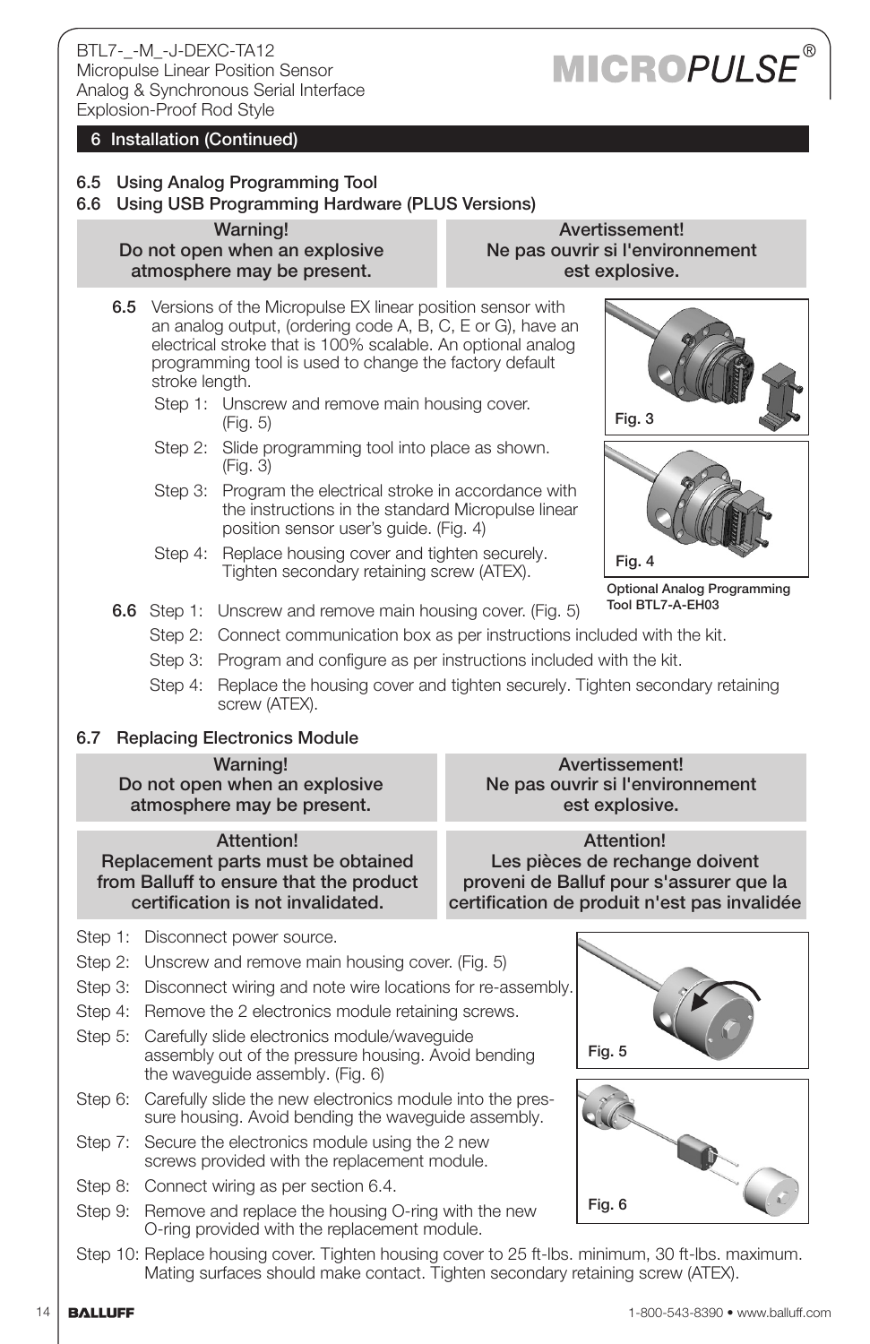## 6 Installation (Continued)

### 6.5 Using Analog Programming Tool
### 6.6 Using USB Programming Hardware (PLUS Versions)

| Warning! Do not open when an explosive atmosphere may be present. | Avertissement! Ne pas ouvrir si l'environnement est explosive. |
| --- | --- |

**6.5** Versions of the Micropulse EX linear position sensor with an analog output, (ordering code A, B, C, E or G), have an electrical stroke that is 100% scalable. An optional analog programming tool is used to change the factory default stroke length.

Step 1: Unscrew and remove main housing cover. (Fig. 5)

Step 2: Slide programming tool into place as shown. (Fig. 3)

Step 3: Program the electrical stroke in accordance with the instructions in the standard Micropulse linear position sensor user's guide. (Fig. 4)

Step 4: Replace housing cover and tighten securely. Tighten secondary retaining screw (ATEX).

Fig. 3

Fig. 4

Optional Analog Programming Tool BTL7-A-EH03

**6.6** Step 1: Unscrew and remove main housing cover. (Fig. 5)

Step 2: Connect communication box as per instructions included with the kit.

Step 3: Program and configure as per instructions included with the kit.

Step 4: Replace the housing cover and tighten securely. Tighten secondary retaining screw (ATEX).

### 6.7 Replacing Electronics Module

| Warning! Do not open when an explosive atmosphere may be present. | Avertissement! Ne pas ouvrir si l'environnement est explosive. |
| --- | --- |
| Attention! Replacement parts must be obtained from Balluff to ensure that the product certification is not invalidated. | Attention! Les pièces de rechange doivent proveni de Balluff pour s'assurer que la certification de produit n'est pas invalidée |

Step 1: Disconnect power source.

Step 2: Unscrew and remove main housing cover. (Fig. 5)

Step 3: Disconnect wiring and note wire locations for re-assembly.

Step 4: Remove the 2 electronics module retaining screws.

Step 5: Carefully slide electronics module/waveguide assembly out of the pressure housing. Avoid bending the waveguide assembly. (Fig. 6)

Step 6: Carefully slide the new electronics module into the pressure housing. Avoid bending the waveguide assembly.

Step 7: Secure the electronics module using the 2 new screws provided with the replacement module.

Step 8: Connect wiring as per section 6.4.

Step 9: Remove and replace the housing O-ring with the new O-ring provided with the replacement module.

Step 10: Replace housing cover. Tighten housing cover to 25 ft-lbs. minimum, 30 ft-lbs. maximum. Mating surfaces should make contact. Tighten secondary retaining screw (ATEX).

Fig. 5

Fig. 6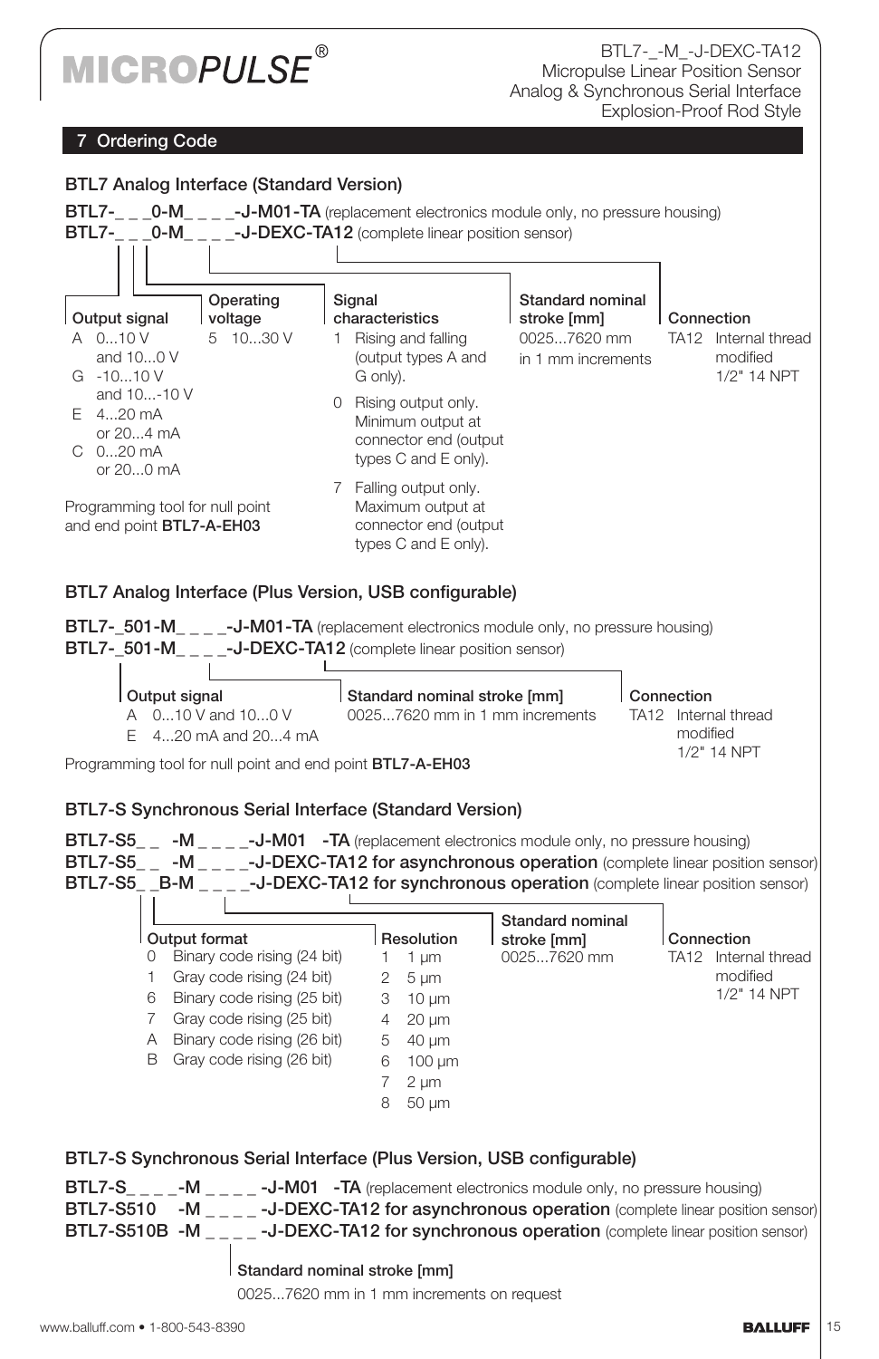## 7 Ordering Code

### BTL7 Analog Interface (Standard Version)

**BTL7-_ _ _0-M_ _ _ _-J-M01-TA** (replacement electronics module only, no pressure housing)
**BTL7-_ _ _0-M_ _ _ _-J-DEXC-TA12** (complete linear position sensor)

**Output signal**
- A 0...10 V and 10...0 V
- G -10...10 V and 10...-10 V
- E 4...20 mA or 20...4 mA
- C 0...20 mA or 20...0 mA

**Operating voltage**
- 5 10...30 V

**Signal characteristics**
- 1 Rising and falling (output types A and G only).
- 0 Rising output only. Minimum output at connector end (output types C and E only).
- 7 Falling output only. Maximum output at connector end (output types C and E only).

**Standard nominal stroke [mm]**
0025...7620 mm in 1 mm increments

**Connection**
TA12 Internal thread modified 1/2" 14 NPT

Programming tool for null point and end point **BTL7-A-EH03**

### BTL7 Analog Interface (Plus Version, USB configurable)

**BTL7-_501-M_ _ _ _-J-M01-TA** (replacement electronics module only, no pressure housing)
**BTL7-_501-M_ _ _ _-J-DEXC-TA12** (complete linear position sensor)

**Output signal**
- A 0...10 V and 10...0 V
- E 4...20 mA and 20...4 mA

**Standard nominal stroke [mm]**
0025...7620 mm in 1 mm increments

**Connection**
TA12 Internal thread modified 1/2" 14 NPT

Programming tool for null point and end point **BTL7-A-EH03**

### BTL7-S Synchronous Serial Interface (Standard Version)

**BTL7-S5_ _ -M _ _ _ _-J-M01 -TA** (replacement electronics module only, no pressure housing)
**BTL7-S5_ _ -M _ _ _ _-J-DEXC-TA12 for asynchronous operation** (complete linear position sensor)
**BTL7-S5_ _B-M _ _ _ _-J-DEXC-TA12 for synchronous operation** (complete linear position sensor)

**Output format**
- 0 Binary code rising (24 bit)
- 1 Gray code rising (24 bit)
- 6 Binary code rising (25 bit)
- 7 Gray code rising (25 bit)
- A Binary code rising (26 bit)
- B Gray code rising (26 bit)

**Resolution**
- 1 1 µm
- 2 5 µm
- 3 10 µm
- 4 20 µm
- 5 40 µm
- 6 100 µm
- 7 2 µm
- 8 50 µm

**Standard nominal stroke [mm]**
0025...7620 mm

**Connection**
TA12 Internal thread modified 1/2" 14 NPT

### BTL7-S Synchronous Serial Interface (Plus Version, USB configurable)

**BTL7-S_ _ _ _-M _ _ _ _ -J-M01 -TA** (replacement electronics module only, no pressure housing)
**BTL7-S510 -M _ _ _ _ -J-DEXC-TA12 for asynchronous operation** (complete linear position sensor)
**BTL7-S510B -M _ _ _ _ -J-DEXC-TA12 for synchronous operation** (complete linear position sensor)

**Standard nominal stroke [mm]**
0025...7620 mm in 1 mm increments on request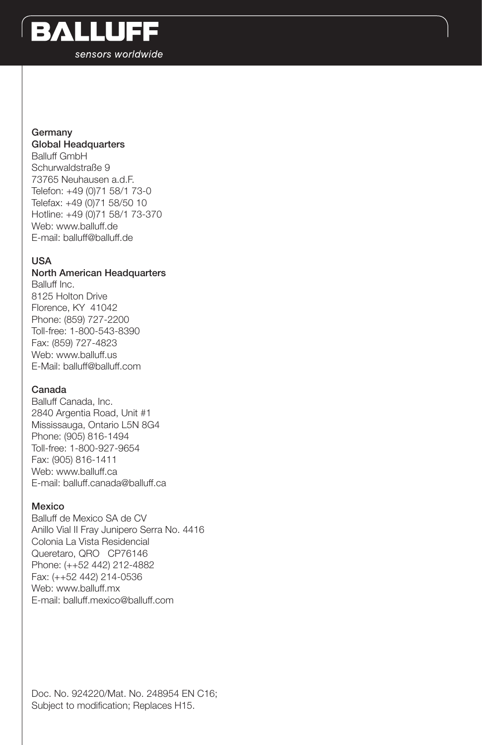**BALLUFF**

*sensors worldwide*

**Germany**
**Global Headquarters**
Balluff GmbH
Schurwaldstraße 9
73765 Neuhausen a.d.F.
Telefon: +49 (0)71 58/1 73-0
Telefax: +49 (0)71 58/50 10
Hotline: +49 (0)71 58/1 73-370
Web: www.balluff.de
E-mail: balluff@balluff.de

**USA**
**North American Headquarters**
Balluff Inc.
8125 Holton Drive
Florence, KY 41042
Phone: (859) 727-2200
Toll-free: 1-800-543-8390
Fax: (859) 727-4823
Web: www.balluff.us
E-Mail: balluff@balluff.com

**Canada**
Balluff Canada, Inc.
2840 Argentia Road, Unit #1
Mississauga, Ontario L5N 8G4
Phone: (905) 816-1494
Toll-free: 1-800-927-9654
Fax: (905) 816-1411
Web: www.balluff.ca
E-mail: balluff.canada@balluff.ca

**Mexico**
Balluff de Mexico SA de CV
Anillo Vial II Fray Junipero Serra No. 4416
Colonia La Vista Residencial
Queretaro, QRO CP76146
Phone: (++52 442) 212-4882
Fax: (++52 442) 214-0536
Web: www.balluff.mx
E-mail: balluff.mexico@balluff.com

Doc. No. 924220/Mat. No. 248954 EN C16;
Subject to modification; Replaces H15.